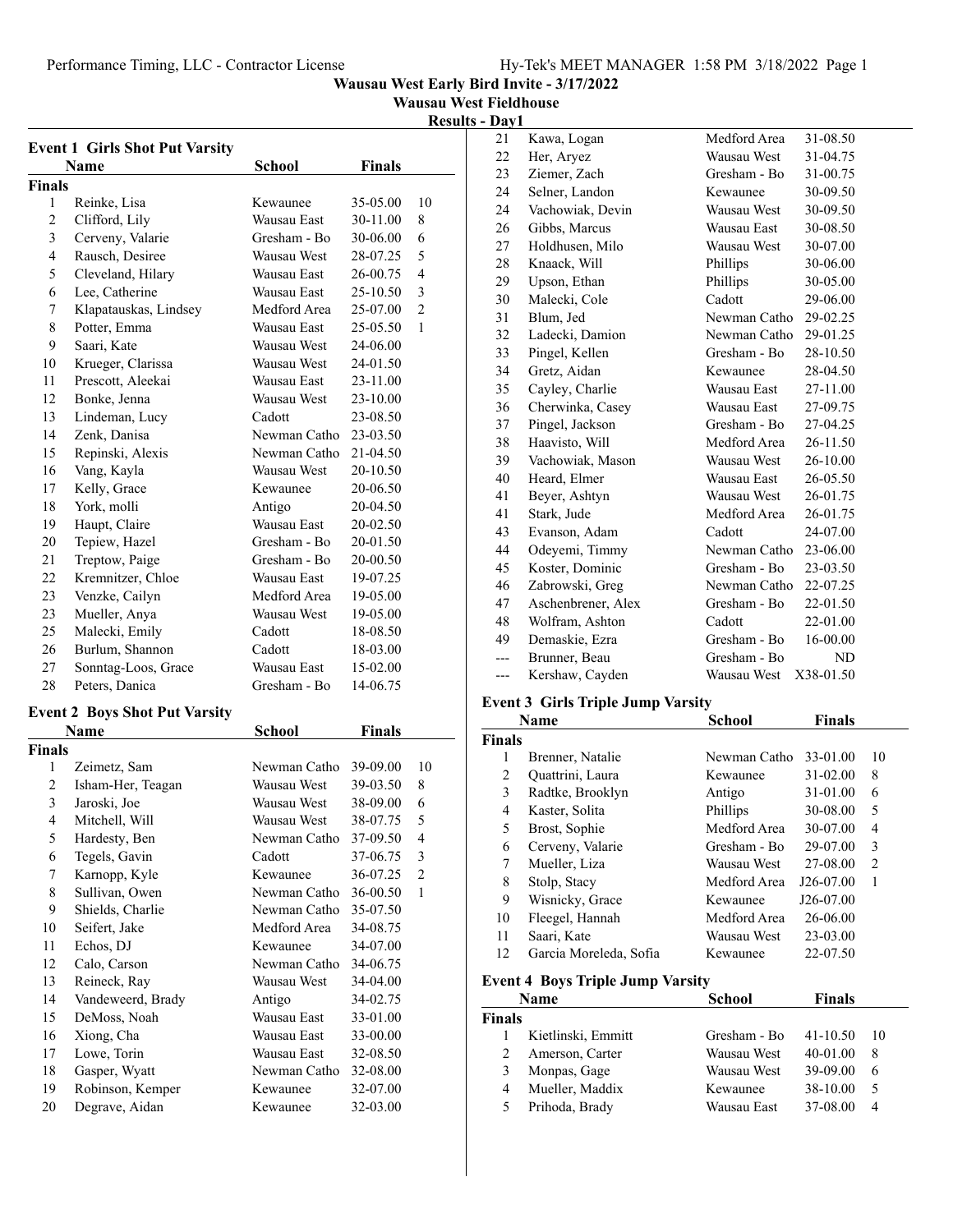**Wausau West Early Bird Invite - 3/17/2022**

**Wausau West Fieldhouse**

**Results - Day1**

### Event 1 Girls Shot Put Varsity

| | Name | School | Finals | |
|---|---|---|---|---|
| **Finals** | | | | |
| 1 | Reinke, Lisa | Kewaunee | 35-05.00 | 10 |
| 2 | Clifford, Lily | Wausau East | 30-11.00 | 8 |
| 3 | Cerveny, Valarie | Gresham - Bo | 30-06.00 | 6 |
| 4 | Rausch, Desiree | Wausau West | 28-07.25 | 5 |
| 5 | Cleveland, Hilary | Wausau East | 26-00.75 | 4 |
| 6 | Lee, Catherine | Wausau East | 25-10.50 | 3 |
| 7 | Klapatauskas, Lindsey | Medford Area | 25-07.00 | 2 |
| 8 | Potter, Emma | Wausau East | 25-05.50 | 1 |
| 9 | Saari, Kate | Wausau West | 24-06.00 | |
| 10 | Krueger, Clarissa | Wausau West | 24-01.50 | |
| 11 | Prescott, Aleekai | Wausau East | 23-11.00 | |
| 12 | Bonke, Jenna | Wausau West | 23-10.00 | |
| 13 | Lindeman, Lucy | Cadott | 23-08.50 | |
| 14 | Zenk, Danisa | Newman Catho | 23-03.50 | |
| 15 | Repinski, Alexis | Newman Catho | 21-04.50 | |
| 16 | Vang, Kayla | Wausau West | 20-10.50 | |
| 17 | Kelly, Grace | Kewaunee | 20-06.50 | |
| 18 | York, molli | Antigo | 20-04.50 | |
| 19 | Haupt, Claire | Wausau East | 20-02.50 | |
| 20 | Tepiew, Hazel | Gresham - Bo | 20-01.50 | |
| 21 | Treptow, Paige | Gresham - Bo | 20-00.50 | |
| 22 | Kremnitzer, Chloe | Wausau East | 19-07.25 | |
| 23 | Venzke, Cailyn | Medford Area | 19-05.00 | |
| 23 | Mueller, Anya | Wausau West | 19-05.00 | |
| 25 | Malecki, Emily | Cadott | 18-08.50 | |
| 26 | Burlum, Shannon | Cadott | 18-03.00 | |
| 27 | Sonntag-Loos, Grace | Wausau East | 15-02.00 | |
| 28 | Peters, Danica | Gresham - Bo | 14-06.75 | |

### Event 2 Boys Shot Put Varsity

| | Name | School | Finals | |
|---|---|---|---|---|
| **Finals** | | | | |
| 1 | Zeimetz, Sam | Newman Catho | 39-09.00 | 10 |
| 2 | Isham-Her, Teagan | Wausau West | 39-03.50 | 8 |
| 3 | Jaroski, Joe | Wausau West | 38-09.00 | 6 |
| 4 | Mitchell, Will | Wausau West | 38-07.75 | 5 |
| 5 | Hardesty, Ben | Newman Catho | 37-09.50 | 4 |
| 6 | Tegels, Gavin | Cadott | 37-06.75 | 3 |
| 7 | Karnopp, Kyle | Kewaunee | 36-07.25 | 2 |
| 8 | Sullivan, Owen | Newman Catho | 36-00.50 | 1 |
| 9 | Shields, Charlie | Newman Catho | 35-07.50 | |
| 10 | Seifert, Jake | Medford Area | 34-08.75 | |
| 11 | Echos, DJ | Kewaunee | 34-07.00 | |
| 12 | Calo, Carson | Newman Catho | 34-06.75 | |
| 13 | Reineck, Ray | Wausau West | 34-04.00 | |
| 14 | Vandeweerd, Brady | Antigo | 34-02.75 | |
| 15 | DeMoss, Noah | Wausau East | 33-01.00 | |
| 16 | Xiong, Cha | Wausau East | 33-00.00 | |
| 17 | Lowe, Torin | Wausau East | 32-08.50 | |
| 18 | Gasper, Wyatt | Newman Catho | 32-08.00 | |
| 19 | Robinson, Kemper | Kewaunee | 32-07.00 | |
| 20 | Degrave, Aidan | Kewaunee | 32-03.00 | |
| 21 | Kawa, Logan | Medford Area | 31-08.50 | |
| 22 | Her, Aryez | Wausau West | 31-04.75 | |
| 23 | Ziemer, Zach | Gresham - Bo | 31-00.75 | |
| 24 | Selner, Landon | Kewaunee | 30-09.50 | |
| 24 | Vachowiak, Devin | Wausau West | 30-09.50 | |
| 26 | Gibbs, Marcus | Wausau East | 30-08.50 | |
| 27 | Holdhusen, Milo | Wausau West | 30-07.00 | |
| 28 | Knaack, Will | Phillips | 30-06.00 | |
| 29 | Upson, Ethan | Phillips | 30-05.00 | |
| 30 | Malecki, Cole | Cadott | 29-06.00 | |
| 31 | Blum, Jed | Newman Catho | 29-02.25 | |
| 32 | Ladecki, Damion | Newman Catho | 29-01.25 | |
| 33 | Pingel, Kellen | Gresham - Bo | 28-10.50 | |
| 34 | Gretz, Aidan | Kewaunee | 28-04.50 | |
| 35 | Cayley, Charlie | Wausau East | 27-11.00 | |
| 36 | Cherwinka, Casey | Wausau East | 27-09.75 | |
| 37 | Pingel, Jackson | Gresham - Bo | 27-04.25 | |
| 38 | Haavisto, Will | Medford Area | 26-11.50 | |
| 39 | Vachowiak, Mason | Wausau West | 26-10.00 | |
| 40 | Heard, Elmer | Wausau East | 26-05.50 | |
| 41 | Beyer, Ashtyn | Wausau West | 26-01.75 | |
| 41 | Stark, Jude | Medford Area | 26-01.75 | |
| 43 | Evanson, Adam | Cadott | 24-07.00 | |
| 44 | Odeyemi, Timmy | Newman Catho | 23-06.00 | |
| 45 | Koster, Dominic | Gresham - Bo | 23-03.50 | |
| 46 | Zabrowski, Greg | Newman Catho | 22-07.25 | |
| 47 | Aschenbrener, Alex | Gresham - Bo | 22-01.50 | |
| 48 | Wolfram, Ashton | Cadott | 22-01.00 | |
| 49 | Demaskie, Ezra | Gresham - Bo | 16-00.00 | |
| --- | Brunner, Beau | Gresham - Bo | ND | |
| --- | Kershaw, Cayden | Wausau West | X38-01.50 | |

### Event 3 Girls Triple Jump Varsity

| | Name | School | Finals | |
|---|---|---|---|---|
| **Finals** | | | | |
| 1 | Brenner, Natalie | Newman Catho | 33-01.00 | 10 |
| 2 | Quattrini, Laura | Kewaunee | 31-02.00 | 8 |
| 3 | Radtke, Brooklyn | Antigo | 31-01.00 | 6 |
| 4 | Kaster, Solita | Phillips | 30-08.00 | 5 |
| 5 | Brost, Sophie | Medford Area | 30-07.00 | 4 |
| 6 | Cerveny, Valarie | Gresham - Bo | 29-07.00 | 3 |
| 7 | Mueller, Liza | Wausau West | 27-08.00 | 2 |
| 8 | Stolp, Stacy | Medford Area | J26-07.00 | 1 |
| 9 | Wisnicky, Grace | Kewaunee | J26-07.00 | |
| 10 | Fleegel, Hannah | Medford Area | 26-06.00 | |
| 11 | Saari, Kate | Wausau West | 23-03.00 | |
| 12 | Garcia Moreleda, Sofia | Kewaunee | 22-07.50 | |

### Event 4 Boys Triple Jump Varsity

| | Name | School | Finals | |
|---|---|---|---|---|
| **Finals** | | | | |
| 1 | Kietlinski, Emmitt | Gresham - Bo | 41-10.50 | 10 |
| 2 | Amerson, Carter | Wausau West | 40-01.00 | 8 |
| 3 | Monpas, Gage | Wausau West | 39-09.00 | 6 |
| 4 | Mueller, Maddix | Kewaunee | 38-10.00 | 5 |
| 5 | Prihoda, Brady | Wausau East | 37-08.00 | 4 |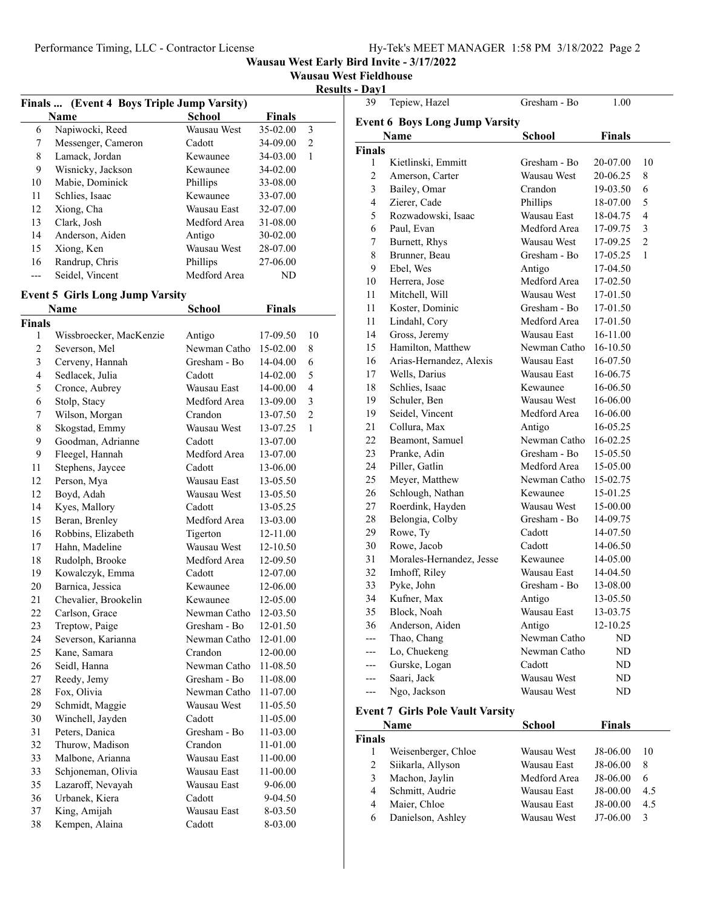**Wausau West Early Bird Invite - 3/17/2022**

**Wausau West Fieldhouse**

**Results - Day1**

### Finals ... (Event 4 Boys Triple Jump Varsity)

| | Name | School | Finals | |
|---|---|---|---|---|
| 6 | Napiwocki, Reed | Wausau West | 35-02.00 | 3 |
| 7 | Messenger, Cameron | Cadott | 34-09.00 | 2 |
| 8 | Lamack, Jordan | Kewaunee | 34-03.00 | 1 |
| 9 | Wisnicky, Jackson | Kewaunee | 34-02.00 | |
| 10 | Mabie, Dominick | Phillips | 33-08.00 | |
| 11 | Schlies, Isaac | Kewaunee | 33-07.00 | |
| 12 | Xiong, Cha | Wausau East | 32-07.00 | |
| 13 | Clark, Josh | Medford Area | 31-08.00 | |
| 14 | Anderson, Aiden | Antigo | 30-02.00 | |
| 15 | Xiong, Ken | Wausau West | 28-07.00 | |
| 16 | Randrup, Chris | Phillips | 27-06.00 | |
| --- | Seidel, Vincent | Medford Area | ND | |

### Event 5 Girls Long Jump Varsity

| | Name | School | Finals | |
|---|---|---|---|---|
| **Finals** | | | | |
| 1 | Wissbroecker, MacKenzie | Antigo | 17-09.50 | 10 |
| 2 | Severson, Mel | Newman Catho | 15-02.00 | 8 |
| 3 | Cerveny, Hannah | Gresham - Bo | 14-04.00 | 6 |
| 4 | Sedlacek, Julia | Cadott | 14-02.00 | 5 |
| 5 | Cronce, Aubrey | Wausau East | 14-00.00 | 4 |
| 6 | Stolp, Stacy | Medford Area | 13-09.00 | 3 |
| 7 | Wilson, Morgan | Crandon | 13-07.50 | 2 |
| 8 | Skogstad, Emmy | Wausau West | 13-07.25 | 1 |
| 9 | Goodman, Adrianne | Cadott | 13-07.00 | |
| 9 | Fleegel, Hannah | Medford Area | 13-07.00 | |
| 11 | Stephens, Jaycee | Cadott | 13-06.00 | |
| 12 | Person, Mya | Wausau East | 13-05.50 | |
| 12 | Boyd, Adah | Wausau West | 13-05.50 | |
| 14 | Kyes, Mallory | Cadott | 13-05.25 | |
| 15 | Beran, Brenley | Medford Area | 13-03.00 | |
| 16 | Robbins, Elizabeth | Tigerton | 12-11.00 | |
| 17 | Hahn, Madeline | Wausau West | 12-10.50 | |
| 18 | Rudolph, Brooke | Medford Area | 12-09.50 | |
| 19 | Kowalczyk, Emma | Cadott | 12-07.00 | |
| 20 | Barnica, Jessica | Kewaunee | 12-06.00 | |
| 21 | Chevalier, Brookelin | Kewaunee | 12-05.00 | |
| 22 | Carlson, Grace | Newman Catho | 12-03.50 | |
| 23 | Treptow, Paige | Gresham - Bo | 12-01.50 | |
| 24 | Severson, Karianna | Newman Catho | 12-01.00 | |
| 25 | Kane, Samara | Crandon | 12-00.00 | |
| 26 | Seidl, Hanna | Newman Catho | 11-08.50 | |
| 27 | Reedy, Jemy | Gresham - Bo | 11-08.00 | |
| 28 | Fox, Olivia | Newman Catho | 11-07.00 | |
| 29 | Schmidt, Maggie | Wausau West | 11-05.50 | |
| 30 | Winchell, Jayden | Cadott | 11-05.00 | |
| 31 | Peters, Danica | Gresham - Bo | 11-03.00 | |
| 32 | Thurow, Madison | Crandon | 11-01.00 | |
| 33 | Malbone, Arianna | Wausau East | 11-00.00 | |
| 33 | Schjoneman, Olivia | Wausau East | 11-00.00 | |
| 35 | Lazaroff, Nevayah | Wausau East | 9-06.00 | |
| 36 | Urbanek, Kiera | Cadott | 9-04.50 | |
| 37 | King, Amijah | Wausau East | 8-03.50 | |
| 38 | Kempen, Alaina | Cadott | 8-03.00 | |
| 39 | Tepiew, Hazel | Gresham - Bo | 1.00 | |

### Event 6 Boys Long Jump Varsity

| | Name | School | Finals | |
|---|---|---|---|---|
| **Finals** | | | | |
| 1 | Kietlinski, Emmitt | Gresham - Bo | 20-07.00 | 10 |
| 2 | Amerson, Carter | Wausau West | 20-06.25 | 8 |
| 3 | Bailey, Omar | Crandon | 19-03.50 | 6 |
| 4 | Zierer, Cade | Phillips | 18-07.00 | 5 |
| 5 | Rozwadowski, Isaac | Wausau East | 18-04.75 | 4 |
| 6 | Paul, Evan | Medford Area | 17-09.75 | 3 |
| 7 | Burnett, Rhys | Wausau West | 17-09.25 | 2 |
| 8 | Brunner, Beau | Gresham - Bo | 17-05.25 | 1 |
| 9 | Ebel, Wes | Antigo | 17-04.50 | |
| 10 | Herrera, Jose | Medford Area | 17-02.50 | |
| 11 | Mitchell, Will | Wausau West | 17-01.50 | |
| 11 | Koster, Dominic | Gresham - Bo | 17-01.50 | |
| 11 | Lindahl, Cory | Medford Area | 17-01.50 | |
| 14 | Gross, Jeremy | Wausau East | 16-11.00 | |
| 15 | Hamilton, Matthew | Newman Catho | 16-10.50 | |
| 16 | Arias-Hernandez, Alexis | Wausau East | 16-07.50 | |
| 17 | Wells, Darius | Wausau East | 16-06.75 | |
| 18 | Schlies, Isaac | Kewaunee | 16-06.50 | |
| 19 | Schuler, Ben | Wausau West | 16-06.00 | |
| 19 | Seidel, Vincent | Medford Area | 16-06.00 | |
| 21 | Collura, Max | Antigo | 16-05.25 | |
| 22 | Beamont, Samuel | Newman Catho | 16-02.25 | |
| 23 | Pranke, Adin | Gresham - Bo | 15-05.50 | |
| 24 | Piller, Gatlin | Medford Area | 15-05.00 | |
| 25 | Meyer, Matthew | Newman Catho | 15-02.75 | |
| 26 | Schlough, Nathan | Kewaunee | 15-01.25 | |
| 27 | Roerdink, Hayden | Wausau West | 15-00.00 | |
| 28 | Belongia, Colby | Gresham - Bo | 14-09.75 | |
| 29 | Rowe, Ty | Cadott | 14-07.50 | |
| 30 | Rowe, Jacob | Cadott | 14-06.50 | |
| 31 | Morales-Hernandez, Jesse | Kewaunee | 14-05.00 | |
| 32 | Imhoff, Riley | Wausau East | 14-04.50 | |
| 33 | Pyke, John | Gresham - Bo | 13-08.00 | |
| 34 | Kufner, Max | Antigo | 13-05.50 | |
| 35 | Block, Noah | Wausau East | 13-03.75 | |
| 36 | Anderson, Aiden | Antigo | 12-10.25 | |
| --- | Thao, Chang | Newman Catho | ND | |
| --- | Lo, Chuekeng | Newman Catho | ND | |
| --- | Gurske, Logan | Cadott | ND | |
| --- | Saari, Jack | Wausau West | ND | |
| --- | Ngo, Jackson | Wausau West | ND | |

### Event 7 Girls Pole Vault Varsity

| | Name | School | Finals | |
|---|---|---|---|---|
| **Finals** | | | | |
| 1 | Weisenberger, Chloe | Wausau West | J8-06.00 | 10 |
| 2 | Siikarla, Allyson | Wausau East | J8-06.00 | 8 |
| 3 | Machon, Jaylin | Medford Area | J8-06.00 | 6 |
| 4 | Schmitt, Audrie | Wausau East | J8-00.00 | 4.5 |
| 4 | Maier, Chloe | Wausau East | J8-00.00 | 4.5 |
| 6 | Danielson, Ashley | Wausau West | J7-06.00 | 3 |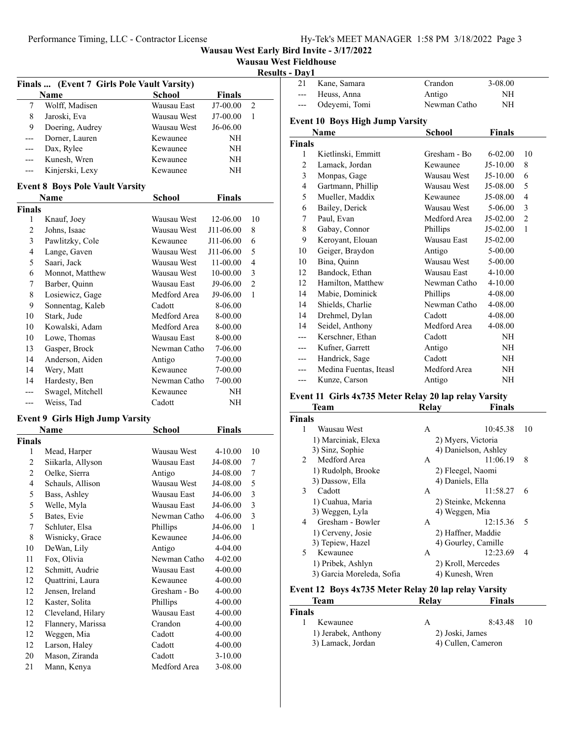# Wausau West Early Bird Invite - 3/17/2022

## Wausau West Fieldhouse

### Results - Day1

### Finals ... (Event 7 Girls Pole Vault Varsity)

| | Name | School | Finals | |
|---|---|---|---|---|
| 7 | Wolff, Madisen | Wausau East | J7-00.00 | 2 |
| 8 | Jaroski, Eva | Wausau West | J7-00.00 | 1 |
| 9 | Doering, Audrey | Wausau West | J6-06.00 | |
| --- | Dorner, Lauren | Kewaunee | NH | |
| --- | Dax, Rylee | Kewaunee | NH | |
| --- | Kunesh, Wren | Kewaunee | NH | |
| --- | Kinjerski, Lexy | Kewaunee | NH | |

### Event 8 Boys Pole Vault Varsity

| | Name | School | Finals | |
|---|---|---|---|---|
| **Finals** | | | | |
| 1 | Knauf, Joey | Wausau West | 12-06.00 | 10 |
| 2 | Johns, Isaac | Wausau West | J11-06.00 | 8 |
| 3 | Pawlitzky, Cole | Kewaunee | J11-06.00 | 6 |
| 4 | Lange, Gaven | Wausau West | J11-06.00 | 5 |
| 5 | Saari, Jack | Wausau West | 11-00.00 | 4 |
| 6 | Monnot, Matthew | Wausau West | 10-00.00 | 3 |
| 7 | Barber, Quinn | Wausau East | J9-06.00 | 2 |
| 8 | Losiewicz, Gage | Medford Area | J9-06.00 | 1 |
| 9 | Sonnentag, Kaleb | Cadott | 8-06.00 | |
| 10 | Stark, Jude | Medford Area | 8-00.00 | |
| 10 | Kowalski, Adam | Medford Area | 8-00.00 | |
| 10 | Lowe, Thomas | Wausau East | 8-00.00 | |
| 13 | Gasper, Brock | Newman Catho | 7-06.00 | |
| 14 | Anderson, Aiden | Antigo | 7-00.00 | |
| 14 | Wery, Matt | Kewaunee | 7-00.00 | |
| 14 | Hardesty, Ben | Newman Catho | 7-00.00 | |
| --- | Swagel, Mitchell | Kewaunee | NH | |
| --- | Weiss, Tad | Cadott | NH | |

### Event 9 Girls High Jump Varsity

| | Name | School | Finals | |
|---|---|---|---|---|
| **Finals** | | | | |
| 1 | Mead, Harper | Wausau West | 4-10.00 | 10 |
| 2 | Siikarla, Allyson | Wausau East | J4-08.00 | 7 |
| 2 | Oelke, Sierra | Antigo | J4-08.00 | 7 |
| 4 | Schauls, Allison | Wausau West | J4-08.00 | 5 |
| 5 | Bass, Ashley | Wausau East | J4-06.00 | 3 |
| 5 | Welle, Myla | Wausau East | J4-06.00 | 3 |
| 5 | Bates, Evie | Newman Catho | 4-06.00 | 3 |
| 7 | Schluter, Elsa | Phillips | J4-06.00 | 1 |
| 8 | Wisnicky, Grace | Kewaunee | J4-06.00 | |
| 10 | DeWan, Lily | Antigo | 4-04.00 | |
| 11 | Fox, Olivia | Newman Catho | 4-02.00 | |
| 12 | Schmitt, Audrie | Wausau East | 4-00.00 | |
| 12 | Quattrini, Laura | Kewaunee | 4-00.00 | |
| 12 | Jensen, Ireland | Gresham - Bo | 4-00.00 | |
| 12 | Kaster, Solita | Phillips | 4-00.00 | |
| 12 | Cleveland, Hilary | Wausau East | 4-00.00 | |
| 12 | Flannery, Marissa | Crandon | 4-00.00 | |
| 12 | Weggen, Mia | Cadott | 4-00.00 | |
| 12 | Larson, Haley | Cadott | 4-00.00 | |
| 20 | Mason, Ziranda | Cadott | 3-10.00 | |
| 21 | Mann, Kenya | Medford Area | 3-08.00 | |
| 21 | Kane, Samara | Crandon | 3-08.00 | |
| --- | Heuss, Anna | Antigo | NH | |
| --- | Odeyemi, Tomi | Newman Catho | NH | |

### Event 10 Boys High Jump Varsity

| | Name | School | Finals | |
|---|---|---|---|---|
| **Finals** | | | | |
| 1 | Kietlinski, Emmitt | Gresham - Bo | 6-02.00 | 10 |
| 2 | Lamack, Jordan | Kewaunee | J5-10.00 | 8 |
| 3 | Monpas, Gage | Wausau West | J5-10.00 | 6 |
| 4 | Gartmann, Phillip | Wausau West | J5-08.00 | 5 |
| 5 | Mueller, Maddix | Kewaunee | J5-08.00 | 4 |
| 6 | Bailey, Derick | Wausau West | 5-06.00 | 3 |
| 7 | Paul, Evan | Medford Area | J5-02.00 | 2 |
| 8 | Gabay, Connor | Phillips | J5-02.00 | 1 |
| 9 | Keroyant, Elouan | Wausau East | J5-02.00 | |
| 10 | Geiger, Braydon | Antigo | 5-00.00 | |
| 10 | Bina, Quinn | Wausau West | 5-00.00 | |
| 12 | Bandock, Ethan | Wausau East | 4-10.00 | |
| 12 | Hamilton, Matthew | Newman Catho | 4-10.00 | |
| 14 | Mabie, Dominick | Phillips | 4-08.00 | |
| 14 | Shields, Charlie | Newman Catho | 4-08.00 | |
| 14 | Drehmel, Dylan | Cadott | 4-08.00 | |
| 14 | Seidel, Anthony | Medford Area | 4-08.00 | |
| --- | Kerschner, Ethan | Cadott | NH | |
| --- | Kufner, Garrett | Antigo | NH | |
| --- | Handrick, Sage | Cadott | NH | |
| --- | Medina Fuentas, Iteasl | Medford Area | NH | |
| --- | Kunze, Carson | Antigo | NH | |

### Event 11 Girls 4x735 Meter Relay 20 lap relay Varsity

| | Team | Relay | Finals | |
|---|---|---|---|---|
| **Finals** | | | | |
| 1 | Wausau West | A | 10:45.38 | 10 |
| | 1) Marciniak, Elexa | 2) Myers, Victoria | | |
| | 3) Sinz, Sophie | 4) Danielson, Ashley | | |
| 2 | Medford Area | A | 11:06.19 | 8 |
| | 1) Rudolph, Brooke | 2) Fleegel, Naomi | | |
| | 3) Dassow, Ella | 4) Daniels, Ella | | |
| 3 | Cadott | A | 11:58.27 | 6 |
| | 1) Cuahua, Maria | 2) Steinke, Mckenna | | |
| | 3) Weggen, Lyla | 4) Weggen, Mia | | |
| 4 | Gresham - Bowler | A | 12:15.36 | 5 |
| | 1) Cerveny, Josie | 2) Haffner, Maddie | | |
| | 3) Tepiew, Hazel | 4) Gourley, Camille | | |
| 5 | Kewaunee | A | 12:23.69 | 4 |
| | 1) Pribek, Ashlyn | 2) Kroll, Mercedes | | |
| | 3) Garcia Moreleda, Sofia | 4) Kunesh, Wren | | |

### Event 12 Boys 4x735 Meter Relay 20 lap relay Varsity

| | Team | Relay | Finals | |
|---|---|---|---|---|
| **Finals** | | | | |
| 1 | Kewaunee | A | 8:43.48 | 10 |
| | 1) Jerabek, Anthony | 2) Joski, James | | |
| | 3) Lamack, Jordan | 4) Cullen, Cameron | | |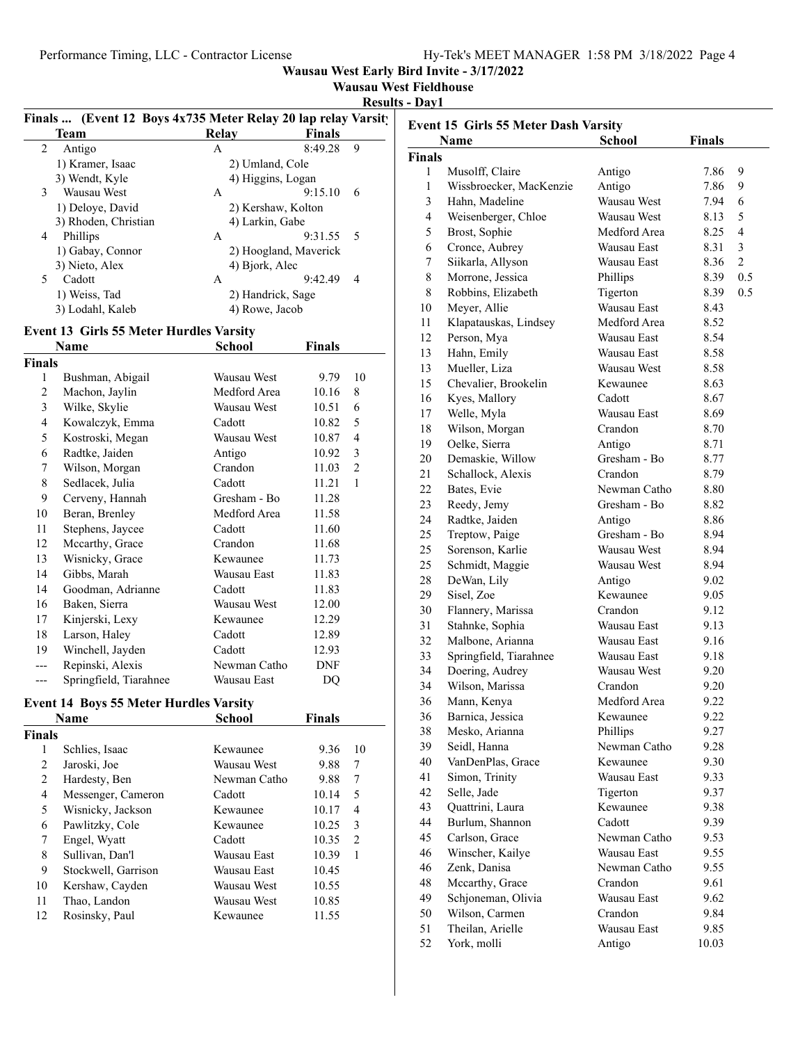Wausau West Early Bird Invite - 3/17/2022

Wausau West Fieldhouse

Results - Day1

### Finals ... (Event 12 Boys 4x735 Meter Relay 20 lap relay Varsity

| | Team | Relay | Finals | |
|---|---|---|---|---|
| 2 | Antigo | A | 8:49.28 | 9 |
| | 1) Kramer, Isaac | 2) Umland, Cole | | |
| | 3) Wendt, Kyle | 4) Higgins, Logan | | |
| 3 | Wausau West | A | 9:15.10 | 6 |
| | 1) Deloye, David | 2) Kershaw, Kolton | | |
| | 3) Rhoden, Christian | 4) Larkin, Gabe | | |
| 4 | Phillips | A | 9:31.55 | 5 |
| | 1) Gabay, Connor | 2) Hoogland, Maverick | | |
| | 3) Nieto, Alex | 4) Bjork, Alec | | |
| 5 | Cadott | A | 9:42.49 | 4 |
| | 1) Weiss, Tad | 2) Handrick, Sage | | |
| | 3) Lodahl, Kaleb | 4) Rowe, Jacob | | |

### Event 13 Girls 55 Meter Hurdles Varsity

| | Name | School | Finals | |
|---|---|---|---|---|
| **Finals** | | | | |
| 1 | Bushman, Abigail | Wausau West | 9.79 | 10 |
| 2 | Machon, Jaylin | Medford Area | 10.16 | 8 |
| 3 | Wilke, Skylie | Wausau West | 10.51 | 6 |
| 4 | Kowalczyk, Emma | Cadott | 10.82 | 5 |
| 5 | Kostroski, Megan | Wausau West | 10.87 | 4 |
| 6 | Radtke, Jaiden | Antigo | 10.92 | 3 |
| 7 | Wilson, Morgan | Crandon | 11.03 | 2 |
| 8 | Sedlacek, Julia | Cadott | 11.21 | 1 |
| 9 | Cerveny, Hannah | Gresham - Bo | 11.28 | |
| 10 | Beran, Brenley | Medford Area | 11.58 | |
| 11 | Stephens, Jaycee | Cadott | 11.60 | |
| 12 | Mccarthy, Grace | Crandon | 11.68 | |
| 13 | Wisnicky, Grace | Kewaunee | 11.73 | |
| 14 | Gibbs, Marah | Wausau East | 11.83 | |
| 14 | Goodman, Adrianne | Cadott | 11.83 | |
| 16 | Baken, Sierra | Wausau West | 12.00 | |
| 17 | Kinjerski, Lexy | Kewaunee | 12.29 | |
| 18 | Larson, Haley | Cadott | 12.89 | |
| 19 | Winchell, Jayden | Cadott | 12.93 | |
| --- | Repinski, Alexis | Newman Catho | DNF | |
| --- | Springfield, Tiarahnee | Wausau East | DQ | |

### Event 14 Boys 55 Meter Hurdles Varsity

| | Name | School | Finals | |
|---|---|---|---|---|
| **Finals** | | | | |
| 1 | Schlies, Isaac | Kewaunee | 9.36 | 10 |
| 2 | Jaroski, Joe | Wausau West | 9.88 | 7 |
| 2 | Hardesty, Ben | Newman Catho | 9.88 | 7 |
| 4 | Messenger, Cameron | Cadott | 10.14 | 5 |
| 5 | Wisnicky, Jackson | Kewaunee | 10.17 | 4 |
| 6 | Pawlitzky, Cole | Kewaunee | 10.25 | 3 |
| 7 | Engel, Wyatt | Cadott | 10.35 | 2 |
| 8 | Sullivan, Dan'l | Wausau East | 10.39 | 1 |
| 9 | Stockwell, Garrison | Wausau East | 10.45 | |
| 10 | Kershaw, Cayden | Wausau West | 10.55 | |
| 11 | Thao, Landon | Wausau West | 10.85 | |
| 12 | Rosinsky, Paul | Kewaunee | 11.55 | |

### Event 15 Girls 55 Meter Dash Varsity

| | Name | School | Finals | |
|---|---|---|---|---|
| **Finals** | | | | |
| 1 | Musolff, Claire | Antigo | 7.86 | 9 |
| 1 | Wissbroecker, MacKenzie | Antigo | 7.86 | 9 |
| 3 | Hahn, Madeline | Wausau West | 7.94 | 6 |
| 4 | Weisenberger, Chloe | Wausau West | 8.13 | 5 |
| 5 | Brost, Sophie | Medford Area | 8.25 | 4 |
| 6 | Cronce, Aubrey | Wausau East | 8.31 | 3 |
| 7 | Siikarla, Allyson | Wausau East | 8.36 | 2 |
| 8 | Morrone, Jessica | Phillips | 8.39 | 0.5 |
| 8 | Robbins, Elizabeth | Tigerton | 8.39 | 0.5 |
| 10 | Meyer, Allie | Wausau East | 8.43 | |
| 11 | Klapatauskas, Lindsey | Medford Area | 8.52 | |
| 12 | Person, Mya | Wausau East | 8.54 | |
| 13 | Hahn, Emily | Wausau East | 8.58 | |
| 13 | Mueller, Liza | Wausau West | 8.58 | |
| 15 | Chevalier, Brookelin | Kewaunee | 8.63 | |
| 16 | Kyes, Mallory | Cadott | 8.67 | |
| 17 | Welle, Myla | Wausau East | 8.69 | |
| 18 | Wilson, Morgan | Crandon | 8.70 | |
| 19 | Oelke, Sierra | Antigo | 8.71 | |
| 20 | Demaskie, Willow | Gresham - Bo | 8.77 | |
| 21 | Schallock, Alexis | Crandon | 8.79 | |
| 22 | Bates, Evie | Newman Catho | 8.80 | |
| 23 | Reedy, Jemy | Gresham - Bo | 8.82 | |
| 24 | Radtke, Jaiden | Antigo | 8.86 | |
| 25 | Treptow, Paige | Gresham - Bo | 8.94 | |
| 25 | Sorenson, Karlie | Wausau West | 8.94 | |
| 25 | Schmidt, Maggie | Wausau West | 8.94 | |
| 28 | DeWan, Lily | Antigo | 9.02 | |
| 29 | Sisel, Zoe | Kewaunee | 9.05 | |
| 30 | Flannery, Marissa | Crandon | 9.12 | |
| 31 | Stahnke, Sophia | Wausau East | 9.13 | |
| 32 | Malbone, Arianna | Wausau East | 9.16 | |
| 33 | Springfield, Tiarahnee | Wausau East | 9.18 | |
| 34 | Doering, Audrey | Wausau West | 9.20 | |
| 34 | Wilson, Marissa | Crandon | 9.20 | |
| 36 | Mann, Kenya | Medford Area | 9.22 | |
| 36 | Barnica, Jessica | Kewaunee | 9.22 | |
| 38 | Mesko, Arianna | Phillips | 9.27 | |
| 39 | Seidl, Hanna | Newman Catho | 9.28 | |
| 40 | VanDenPlas, Grace | Kewaunee | 9.30 | |
| 41 | Simon, Trinity | Wausau East | 9.33 | |
| 42 | Selle, Jade | Tigerton | 9.37 | |
| 43 | Quattrini, Laura | Kewaunee | 9.38 | |
| 44 | Burlum, Shannon | Cadott | 9.39 | |
| 45 | Carlson, Grace | Newman Catho | 9.53 | |
| 46 | Winscher, Kailye | Wausau East | 9.55 | |
| 46 | Zenk, Danisa | Newman Catho | 9.55 | |
| 48 | Mccarthy, Grace | Crandon | 9.61 | |
| 49 | Schjoneman, Olivia | Wausau East | 9.62 | |
| 50 | Wilson, Carmen | Crandon | 9.84 | |
| 51 | Theilan, Arielle | Wausau East | 9.85 | |
| 52 | York, molli | Antigo | 10.03 | |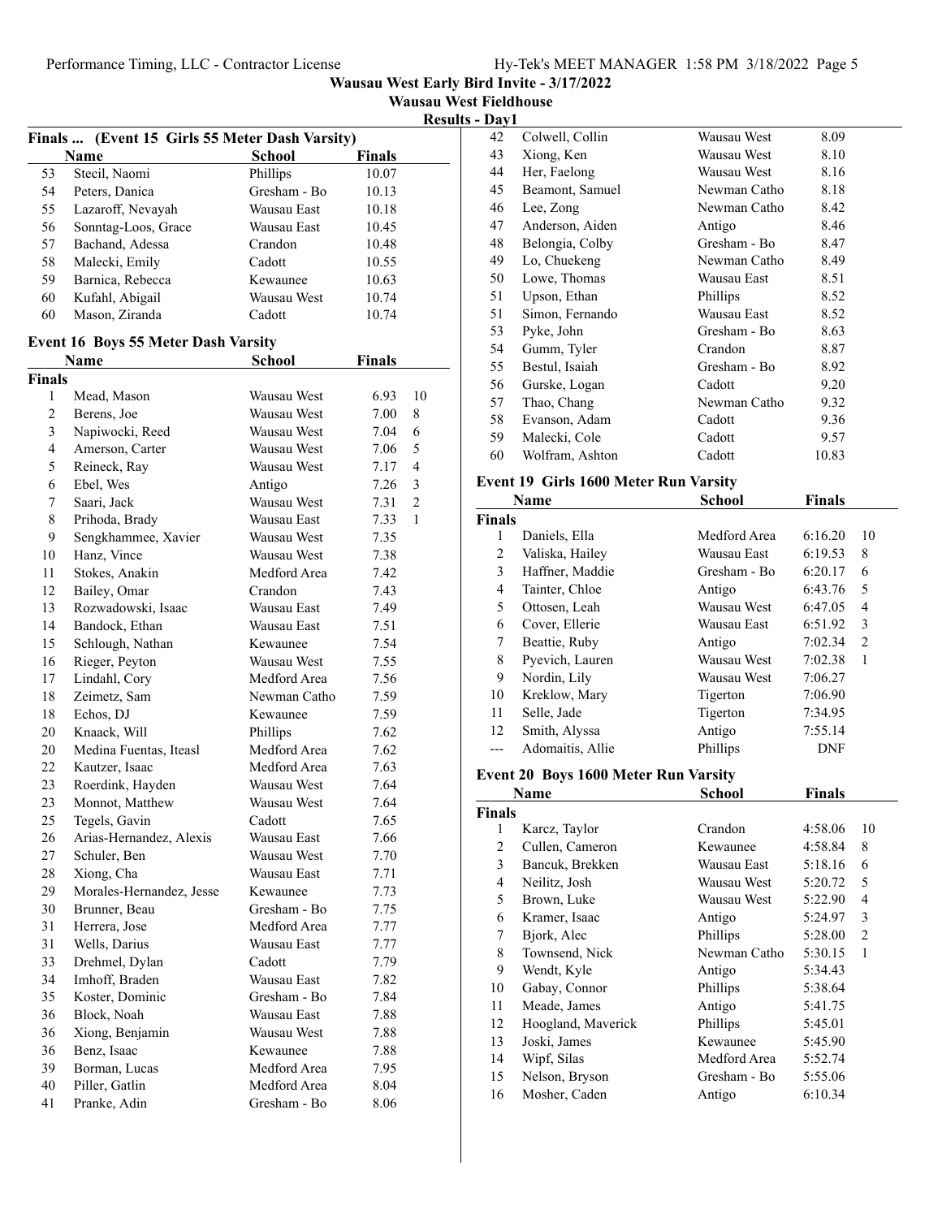**Wausau West Early Bird Invite - 3/17/2022**
**Wausau West Fieldhouse**
**Results - Day1**

### Finals ... (Event 15 Girls 55 Meter Dash Varsity)

| | Name | School | Finals |
|---|---|---|---|
| 53 | Stecil, Naomi | Phillips | 10.07 |
| 54 | Peters, Danica | Gresham - Bo | 10.13 |
| 55 | Lazaroff, Nevayah | Wausau East | 10.18 |
| 56 | Sonntag-Loos, Grace | Wausau East | 10.45 |
| 57 | Bachand, Adessa | Crandon | 10.48 |
| 58 | Malecki, Emily | Cadott | 10.55 |
| 59 | Barnica, Rebecca | Kewaunee | 10.63 |
| 60 | Kufahl, Abigail | Wausau West | 10.74 |
| 60 | Mason, Ziranda | Cadott | 10.74 |

### Event 16 Boys 55 Meter Dash Varsity

| | Name | School | Finals | |
|---|---|---|---|---|
| **Finals** | | | | |
| 1 | Mead, Mason | Wausau West | 6.93 | 10 |
| 2 | Berens, Joe | Wausau West | 7.00 | 8 |
| 3 | Napiwocki, Reed | Wausau West | 7.04 | 6 |
| 4 | Amerson, Carter | Wausau West | 7.06 | 5 |
| 5 | Reineck, Ray | Wausau West | 7.17 | 4 |
| 6 | Ebel, Wes | Antigo | 7.26 | 3 |
| 7 | Saari, Jack | Wausau West | 7.31 | 2 |
| 8 | Prihoda, Brady | Wausau East | 7.33 | 1 |
| 9 | Sengkhammee, Xavier | Wausau West | 7.35 | |
| 10 | Hanz, Vince | Wausau West | 7.38 | |
| 11 | Stokes, Anakin | Medford Area | 7.42 | |
| 12 | Bailey, Omar | Crandon | 7.43 | |
| 13 | Rozwadowski, Isaac | Wausau East | 7.49 | |
| 14 | Bandock, Ethan | Wausau East | 7.51 | |
| 15 | Schlough, Nathan | Kewaunee | 7.54 | |
| 16 | Rieger, Peyton | Wausau West | 7.55 | |
| 17 | Lindahl, Cory | Medford Area | 7.56 | |
| 18 | Zeimetz, Sam | Newman Catho | 7.59 | |
| 18 | Echos, DJ | Kewaunee | 7.59 | |
| 20 | Knaack, Will | Phillips | 7.62 | |
| 20 | Medina Fuentas, Iteasl | Medford Area | 7.62 | |
| 22 | Kautzer, Isaac | Medford Area | 7.63 | |
| 23 | Roerdink, Hayden | Wausau West | 7.64 | |
| 23 | Monnot, Matthew | Wausau West | 7.64 | |
| 25 | Tegels, Gavin | Cadott | 7.65 | |
| 26 | Arias-Hernandez, Alexis | Wausau East | 7.66 | |
| 27 | Schuler, Ben | Wausau West | 7.70 | |
| 28 | Xiong, Cha | Wausau East | 7.71 | |
| 29 | Morales-Hernandez, Jesse | Kewaunee | 7.73 | |
| 30 | Brunner, Beau | Gresham - Bo | 7.75 | |
| 31 | Herrera, Jose | Medford Area | 7.77 | |
| 31 | Wells, Darius | Wausau East | 7.77 | |
| 33 | Drehmel, Dylan | Cadott | 7.79 | |
| 34 | Imhoff, Braden | Wausau East | 7.82 | |
| 35 | Koster, Dominic | Gresham - Bo | 7.84 | |
| 36 | Block, Noah | Wausau East | 7.88 | |
| 36 | Xiong, Benjamin | Wausau West | 7.88 | |
| 36 | Benz, Isaac | Kewaunee | 7.88 | |
| 39 | Borman, Lucas | Medford Area | 7.95 | |
| 40 | Piller, Gatlin | Medford Area | 8.04 | |
| 41 | Pranke, Adin | Gresham - Bo | 8.06 | |
| 42 | Colwell, Collin | Wausau West | 8.09 | |
| 43 | Xiong, Ken | Wausau West | 8.10 | |
| 44 | Her, Faelong | Wausau West | 8.16 | |
| 45 | Beamont, Samuel | Newman Catho | 8.18 | |
| 46 | Lee, Zong | Newman Catho | 8.42 | |
| 47 | Anderson, Aiden | Antigo | 8.46 | |
| 48 | Belongia, Colby | Gresham - Bo | 8.47 | |
| 49 | Lo, Chuekeng | Newman Catho | 8.49 | |
| 50 | Lowe, Thomas | Wausau East | 8.51 | |
| 51 | Upson, Ethan | Phillips | 8.52 | |
| 51 | Simon, Fernando | Wausau East | 8.52 | |
| 53 | Pyke, John | Gresham - Bo | 8.63 | |
| 54 | Gumm, Tyler | Crandon | 8.87 | |
| 55 | Bestul, Isaiah | Gresham - Bo | 8.92 | |
| 56 | Gurske, Logan | Cadott | 9.20 | |
| 57 | Thao, Chang | Newman Catho | 9.32 | |
| 58 | Evanson, Adam | Cadott | 9.36 | |
| 59 | Malecki, Cole | Cadott | 9.57 | |
| 60 | Wolfram, Ashton | Cadott | 10.83 | |

### Event 19 Girls 1600 Meter Run Varsity

| | Name | School | Finals | |
|---|---|---|---|---|
| **Finals** | | | | |
| 1 | Daniels, Ella | Medford Area | 6:16.20 | 10 |
| 2 | Valiska, Hailey | Wausau East | 6:19.53 | 8 |
| 3 | Haffner, Maddie | Gresham - Bo | 6:20.17 | 6 |
| 4 | Tainter, Chloe | Antigo | 6:43.76 | 5 |
| 5 | Ottosen, Leah | Wausau West | 6:47.05 | 4 |
| 6 | Cover, Ellerie | Wausau East | 6:51.92 | 3 |
| 7 | Beattie, Ruby | Antigo | 7:02.34 | 2 |
| 8 | Pyevich, Lauren | Wausau West | 7:02.38 | 1 |
| 9 | Nordin, Lily | Wausau West | 7:06.27 | |
| 10 | Kreklow, Mary | Tigerton | 7:06.90 | |
| 11 | Selle, Jade | Tigerton | 7:34.95 | |
| 12 | Smith, Alyssa | Antigo | 7:55.14 | |
| --- | Adomaitis, Allie | Phillips | DNF | |

### Event 20 Boys 1600 Meter Run Varsity

| | Name | School | Finals | |
|---|---|---|---|---|
| **Finals** | | | | |
| 1 | Karcz, Taylor | Crandon | 4:58.06 | 10 |
| 2 | Cullen, Cameron | Kewaunee | 4:58.84 | 8 |
| 3 | Bancuk, Brekken | Wausau East | 5:18.16 | 6 |
| 4 | Neilitz, Josh | Wausau West | 5:20.72 | 5 |
| 5 | Brown, Luke | Wausau West | 5:22.90 | 4 |
| 6 | Kramer, Isaac | Antigo | 5:24.97 | 3 |
| 7 | Bjork, Alec | Phillips | 5:28.00 | 2 |
| 8 | Townsend, Nick | Newman Catho | 5:30.15 | 1 |
| 9 | Wendt, Kyle | Antigo | 5:34.43 | |
| 10 | Gabay, Connor | Phillips | 5:38.64 | |
| 11 | Meade, James | Antigo | 5:41.75 | |
| 12 | Hoogland, Maverick | Phillips | 5:45.01 | |
| 13 | Joski, James | Kewaunee | 5:45.90 | |
| 14 | Wipf, Silas | Medford Area | 5:52.74 | |
| 15 | Nelson, Bryson | Gresham - Bo | 5:55.06 | |
| 16 | Mosher, Caden | Antigo | 6:10.34 | |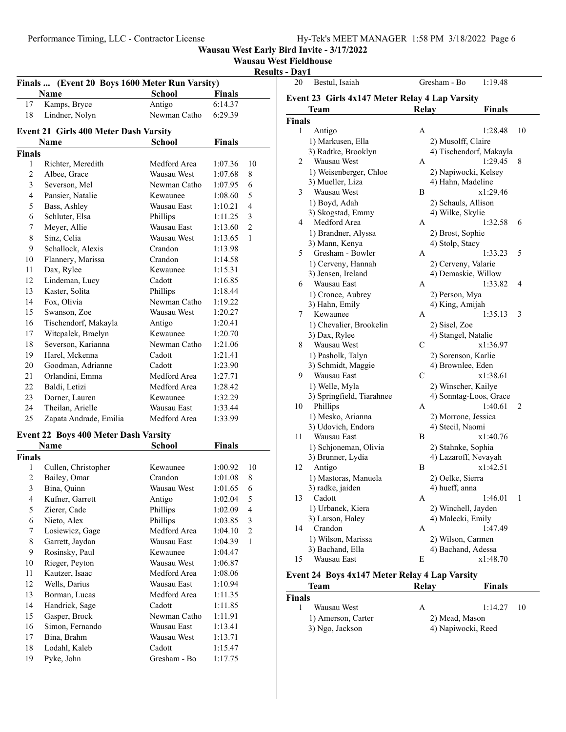**Wausau West Early Bird Invite - 3/17/2022**

**Wausau West Fieldhouse**

**Results - Day1**

### Finals ... (Event 20 Boys 1600 Meter Run Varsity)

| | Name | School | Finals | |
|---|---|---|---|---|
| 17 | Kamps, Bryce | Antigo | 6:14.37 | |
| 18 | Lindner, Nolyn | Newman Catho | 6:29.39 | |

### Event 21 Girls 400 Meter Dash Varsity

| | Name | School | Finals | |
|---|---|---|---|---|
| **Finals** | | | | |
| 1 | Richter, Meredith | Medford Area | 1:07.36 | 10 |
| 2 | Albee, Grace | Wausau West | 1:07.68 | 8 |
| 3 | Severson, Mel | Newman Catho | 1:07.95 | 6 |
| 4 | Pansier, Natalie | Kewaunee | 1:08.60 | 5 |
| 5 | Bass, Ashley | Wausau East | 1:10.21 | 4 |
| 6 | Schluter, Elsa | Phillips | 1:11.25 | 3 |
| 7 | Meyer, Allie | Wausau East | 1:13.60 | 2 |
| 8 | Sinz, Celia | Wausau West | 1:13.65 | 1 |
| 9 | Schallock, Alexis | Crandon | 1:13.98 | |
| 10 | Flannery, Marissa | Crandon | 1:14.58 | |
| 11 | Dax, Rylee | Kewaunee | 1:15.31 | |
| 12 | Lindeman, Lucy | Cadott | 1:16.85 | |
| 13 | Kaster, Solita | Phillips | 1:18.44 | |
| 14 | Fox, Olivia | Newman Catho | 1:19.22 | |
| 15 | Swanson, Zoe | Wausau West | 1:20.27 | |
| 16 | Tischendorf, Makayla | Antigo | 1:20.41 | |
| 17 | Witcpalek, Braelyn | Kewaunee | 1:20.70 | |
| 18 | Severson, Karianna | Newman Catho | 1:21.06 | |
| 19 | Harel, Mckenna | Cadott | 1:21.41 | |
| 20 | Goodman, Adrianne | Cadott | 1:23.90 | |
| 21 | Orlandini, Emma | Medford Area | 1:27.71 | |
| 22 | Baldi, Letizi | Medford Area | 1:28.42 | |
| 23 | Dorner, Lauren | Kewaunee | 1:32.29 | |
| 24 | Theilan, Arielle | Wausau East | 1:33.44 | |
| 25 | Zapata Andrade, Emilia | Medford Area | 1:33.99 | |

### Event 22 Boys 400 Meter Dash Varsity

| | Name | School | Finals | |
|---|---|---|---|---|
| **Finals** | | | | |
| 1 | Cullen, Christopher | Kewaunee | 1:00.92 | 10 |
| 2 | Bailey, Omar | Crandon | 1:01.08 | 8 |
| 3 | Bina, Quinn | Wausau West | 1:01.65 | 6 |
| 4 | Kufner, Garrett | Antigo | 1:02.04 | 5 |
| 5 | Zierer, Cade | Phillips | 1:02.09 | 4 |
| 6 | Nieto, Alex | Phillips | 1:03.85 | 3 |
| 7 | Losiewicz, Gage | Medford Area | 1:04.10 | 2 |
| 8 | Garrett, Jaydan | Wausau East | 1:04.39 | 1 |
| 9 | Rosinsky, Paul | Kewaunee | 1:04.47 | |
| 10 | Rieger, Peyton | Wausau West | 1:06.87 | |
| 11 | Kautzer, Isaac | Medford Area | 1:08.06 | |
| 12 | Wells, Darius | Wausau East | 1:10.94 | |
| 13 | Borman, Lucas | Medford Area | 1:11.35 | |
| 14 | Handrick, Sage | Cadott | 1:11.85 | |
| 15 | Gasper, Brock | Newman Catho | 1:11.91 | |
| 16 | Simon, Fernando | Wausau East | 1:13.41 | |
| 17 | Bina, Brahm | Wausau West | 1:13.71 | |
| 18 | Lodahl, Kaleb | Cadott | 1:15.47 | |
| 19 | Pyke, John | Gresham - Bo | 1:17.75 | |
| 20 | Bestul, Isaiah | Gresham - Bo | 1:19.48 | |

### Event 23 Girls 4x147 Meter Relay 4 Lap Varsity

| | Team | Relay | Finals | |
|---|---|---|---|---|
| **Finals** | | | | |
| 1 | Antigo | A | 1:28.48 | 10 |
| | 1) Markusen, Ella | 2) Musolff, Claire | | |
| | 3) Radtke, Brooklyn | 4) Tischendorf, Makayla | | |
| 2 | Wausau West | A | 1:29.45 | 8 |
| | 1) Weisenberger, Chloe | 2) Napiwocki, Kelsey | | |
| | 3) Mueller, Liza | 4) Hahn, Madeline | | |
| 3 | Wausau West | B | x1:29.46 | |
| | 1) Boyd, Adah | 2) Schauls, Allison | | |
| | 3) Skogstad, Emmy | 4) Wilke, Skylie | | |
| 4 | Medford Area | A | 1:32.58 | 6 |
| | 1) Brandner, Alyssa | 2) Brost, Sophie | | |
| | 3) Mann, Kenya | 4) Stolp, Stacy | | |
| 5 | Gresham - Bowler | A | 1:33.23 | 5 |
| | 1) Cerveny, Hannah | 2) Cerveny, Valarie | | |
| | 3) Jensen, Ireland | 4) Demaskie, Willow | | |
| 6 | Wausau East | A | 1:33.82 | 4 |
| | 1) Cronce, Aubrey | 2) Person, Mya | | |
| | 3) Hahn, Emily | 4) King, Amijah | | |
| 7 | Kewaunee | A | 1:35.13 | 3 |
| | 1) Chevalier, Brookelin | 2) Sisel, Zoe | | |
| | 3) Dax, Rylee | 4) Stangel, Natalie | | |
| 8 | Wausau West | C | x1:36.97 | |
| | 1) Pasholk, Talyn | 2) Sorenson, Karlie | | |
| | 3) Schmidt, Maggie | 4) Brownlee, Eden | | |
| 9 | Wausau East | C | x1:38.61 | |
| | 1) Welle, Myla | 2) Winscher, Kailye | | |
| | 3) Springfield, Tiarahnee | 4) Sonntag-Loos, Grace | | |
| 10 | Phillips | A | 1:40.61 | 2 |
| | 1) Mesko, Arianna | 2) Morrone, Jessica | | |
| | 3) Udovich, Endora | 4) Stecil, Naomi | | |
| 11 | Wausau East | B | x1:40.76 | |
| | 1) Schjoneman, Olivia | 2) Stahnke, Sophia | | |
| | 3) Brunner, Lydia | 4) Lazaroff, Nevayah | | |
| 12 | Antigo | B | x1:42.51 | |
| | 1) Mastoras, Manuela | 2) Oelke, Sierra | | |
| | 3) radke, jaiden | 4) hueff, anna | | |
| 13 | Cadott | A | 1:46.01 | 1 |
| | 1) Urbanek, Kiera | 2) Winchell, Jayden | | |
| | 3) Larson, Haley | 4) Malecki, Emily | | |
| 14 | Crandon | A | 1:47.49 | |
| | 1) Wilson, Marissa | 2) Wilson, Carmen | | |
| | 3) Bachand, Ella | 4) Bachand, Adessa | | |
| 15 | Wausau East | E | x1:48.70 | |

### Event 24 Boys 4x147 Meter Relay 4 Lap Varsity

| | Team | Relay | Finals | |
|---|---|---|---|---|
| **Finals** | | | | |
| 1 | Wausau West | A | 1:14.27 | 10 |
| | 1) Amerson, Carter | 2) Mead, Mason | | |
| | 3) Ngo, Jackson | 4) Napiwocki, Reed | | |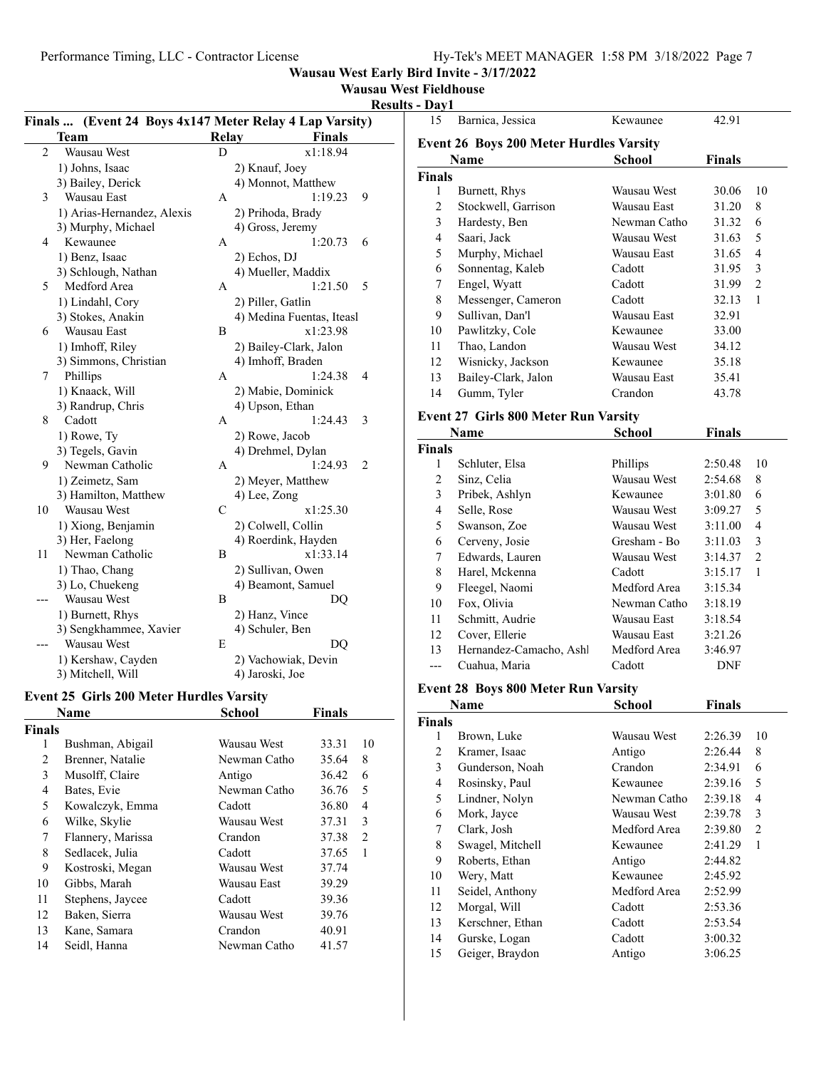**Wausau West Early Bird Invite - 3/17/2022**

**Wausau West Fieldhouse**

**Results - Day1**

### Finals ... (Event 24 Boys 4x147 Meter Relay 4 Lap Varsity)

| | Team | Relay | Finals | |
|---|---|---|---|---|
| 2 | Wausau West | D | x1:18.94 | |
| | 1) Johns, Isaac | 2) Knauf, Joey | | |
| | 3) Bailey, Derick | 4) Monnot, Matthew | | |
| 3 | Wausau East | A | 1:19.23 | 9 |
| | 1) Arias-Hernandez, Alexis | 2) Prihoda, Brady | | |
| | 3) Murphy, Michael | 4) Gross, Jeremy | | |
| 4 | Kewaunee | A | 1:20.73 | 6 |
| | 1) Benz, Isaac | 2) Echos, DJ | | |
| | 3) Schlough, Nathan | 4) Mueller, Maddix | | |
| 5 | Medford Area | A | 1:21.50 | 5 |
| | 1) Lindahl, Cory | 2) Piller, Gatlin | | |
| | 3) Stokes, Anakin | 4) Medina Fuentas, Iteasl | | |
| 6 | Wausau East | B | x1:23.98 | |
| | 1) Imhoff, Riley | 2) Bailey-Clark, Jalon | | |
| | 3) Simmons, Christian | 4) Imhoff, Braden | | |
| 7 | Phillips | A | 1:24.38 | 4 |
| | 1) Knaack, Will | 2) Mabie, Dominick | | |
| | 3) Randrup, Chris | 4) Upson, Ethan | | |
| 8 | Cadott | A | 1:24.43 | 3 |
| | 1) Rowe, Ty | 2) Rowe, Jacob | | |
| | 3) Tegels, Gavin | 4) Drehmel, Dylan | | |
| 9 | Newman Catholic | A | 1:24.93 | 2 |
| | 1) Zeimetz, Sam | 2) Meyer, Matthew | | |
| | 3) Hamilton, Matthew | 4) Lee, Zong | | |
| 10 | Wausau West | C | x1:25.30 | |
| | 1) Xiong, Benjamin | 2) Colwell, Collin | | |
| | 3) Her, Faelong | 4) Roerdink, Hayden | | |
| 11 | Newman Catholic | B | x1:33.14 | |
| | 1) Thao, Chang | 2) Sullivan, Owen | | |
| | 3) Lo, Chuekeng | 4) Beamont, Samuel | | |
| --- | Wausau West | B | DQ | |
| | 1) Burnett, Rhys | 2) Hanz, Vince | | |
| | 3) Sengkhammee, Xavier | 4) Schuler, Ben | | |
| --- | Wausau West | E | DQ | |
| | 1) Kershaw, Cayden | 2) Vachowiak, Devin | | |
| | 3) Mitchell, Will | 4) Jaroski, Joe | | |

### Event 25 Girls 200 Meter Hurdles Varsity

| | Name | School | Finals | |
|---|---|---|---|---|
| **Finals** | | | | |
| 1 | Bushman, Abigail | Wausau West | 33.31 | 10 |
| 2 | Brenner, Natalie | Newman Catho | 35.64 | 8 |
| 3 | Musolff, Claire | Antigo | 36.42 | 6 |
| 4 | Bates, Evie | Newman Catho | 36.76 | 5 |
| 5 | Kowalczyk, Emma | Cadott | 36.80 | 4 |
| 6 | Wilke, Skylie | Wausau West | 37.31 | 3 |
| 7 | Flannery, Marissa | Crandon | 37.38 | 2 |
| 8 | Sedlacek, Julia | Cadott | 37.65 | 1 |
| 9 | Kostroski, Megan | Wausau West | 37.74 | |
| 10 | Gibbs, Marah | Wausau East | 39.29 | |
| 11 | Stephens, Jaycee | Cadott | 39.36 | |
| 12 | Baken, Sierra | Wausau West | 39.76 | |
| 13 | Kane, Samara | Crandon | 40.91 | |
| 14 | Seidl, Hanna | Newman Catho | 41.57 | |
| 15 | Barnica, Jessica | Kewaunee | 42.91 | |

### Event 26 Boys 200 Meter Hurdles Varsity

| | Name | School | Finals | |
|---|---|---|---|---|
| **Finals** | | | | |
| 1 | Burnett, Rhys | Wausau West | 30.06 | 10 |
| 2 | Stockwell, Garrison | Wausau East | 31.20 | 8 |
| 3 | Hardesty, Ben | Newman Catho | 31.32 | 6 |
| 4 | Saari, Jack | Wausau West | 31.63 | 5 |
| 5 | Murphy, Michael | Wausau East | 31.65 | 4 |
| 6 | Sonnentag, Kaleb | Cadott | 31.95 | 3 |
| 7 | Engel, Wyatt | Cadott | 31.99 | 2 |
| 8 | Messenger, Cameron | Cadott | 32.13 | 1 |
| 9 | Sullivan, Dan'l | Wausau East | 32.91 | |
| 10 | Pawlitzky, Cole | Kewaunee | 33.00 | |
| 11 | Thao, Landon | Wausau West | 34.12 | |
| 12 | Wisnicky, Jackson | Kewaunee | 35.18 | |
| 13 | Bailey-Clark, Jalon | Wausau East | 35.41 | |
| 14 | Gumm, Tyler | Crandon | 43.78 | |

### Event 27 Girls 800 Meter Run Varsity

| | Name | School | Finals | |
|---|---|---|---|---|
| **Finals** | | | | |
| 1 | Schluter, Elsa | Phillips | 2:50.48 | 10 |
| 2 | Sinz, Celia | Wausau West | 2:54.68 | 8 |
| 3 | Pribek, Ashlyn | Kewaunee | 3:01.80 | 6 |
| 4 | Selle, Rose | Wausau West | 3:09.27 | 5 |
| 5 | Swanson, Zoe | Wausau West | 3:11.00 | 4 |
| 6 | Cerveny, Josie | Gresham - Bo | 3:11.03 | 3 |
| 7 | Edwards, Lauren | Wausau West | 3:14.37 | 2 |
| 8 | Harel, Mckenna | Cadott | 3:15.17 | 1 |
| 9 | Fleegel, Naomi | Medford Area | 3:15.34 | |
| 10 | Fox, Olivia | Newman Catho | 3:18.19 | |
| 11 | Schmitt, Audrie | Wausau East | 3:18.54 | |
| 12 | Cover, Ellerie | Wausau East | 3:21.26 | |
| 13 | Hernandez-Camacho, Ashl | Medford Area | 3:46.97 | |
| --- | Cuahua, Maria | Cadott | DNF | |

### Event 28 Boys 800 Meter Run Varsity

| | Name | School | Finals | |
|---|---|---|---|---|
| **Finals** | | | | |
| 1 | Brown, Luke | Wausau West | 2:26.39 | 10 |
| 2 | Kramer, Isaac | Antigo | 2:26.44 | 8 |
| 3 | Gunderson, Noah | Crandon | 2:34.91 | 6 |
| 4 | Rosinsky, Paul | Kewaunee | 2:39.16 | 5 |
| 5 | Lindner, Nolyn | Newman Catho | 2:39.18 | 4 |
| 6 | Mork, Jayce | Wausau West | 2:39.78 | 3 |
| 7 | Clark, Josh | Medford Area | 2:39.80 | 2 |
| 8 | Swagel, Mitchell | Kewaunee | 2:41.29 | 1 |
| 9 | Roberts, Ethan | Antigo | 2:44.82 | |
| 10 | Wery, Matt | Kewaunee | 2:45.92 | |
| 11 | Seidel, Anthony | Medford Area | 2:52.99 | |
| 12 | Morgal, Will | Cadott | 2:53.36 | |
| 13 | Kerschner, Ethan | Cadott | 2:53.54 | |
| 14 | Gurske, Logan | Cadott | 3:00.32 | |
| 15 | Geiger, Braydon | Antigo | 3:06.25 | |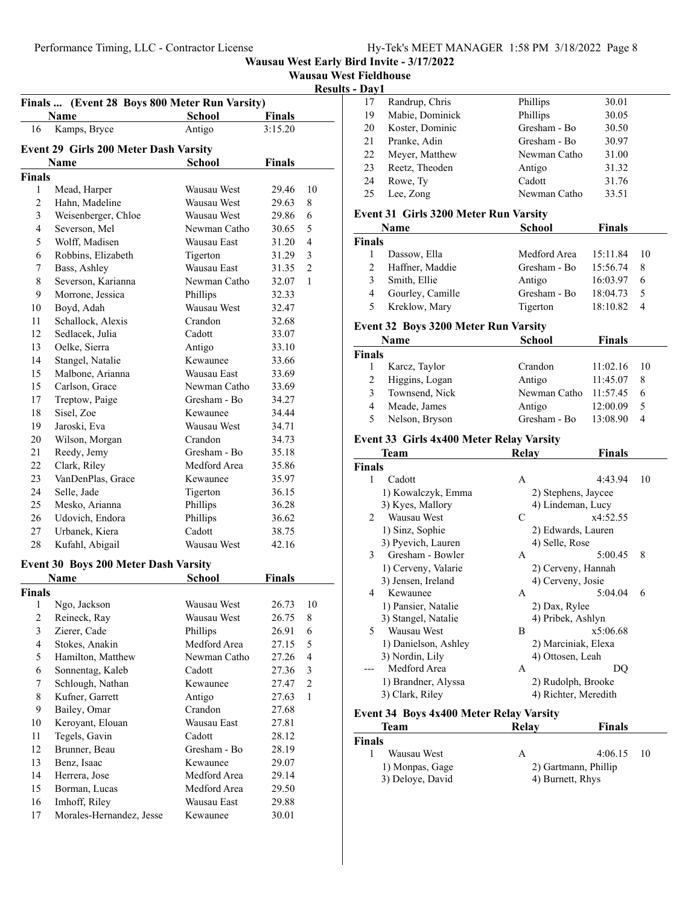# Wausau West Early Bird Invite - 3/17/2022

## Wausau West Fieldhouse

### Results - Day1

**Finals ... (Event 28 Boys 800 Meter Run Varsity)**

| | Name | School | Finals | |
|---|---|---|---|---|
| 16 | Kamps, Bryce | Antigo | 3:15.20 | |

**Event 29 Girls 200 Meter Dash Varsity**

| | Name | School | Finals | |
|---|---|---|---|---|
| **Finals** | | | | |
| 1 | Mead, Harper | Wausau West | 29.46 | 10 |
| 2 | Hahn, Madeline | Wausau West | 29.63 | 8 |
| 3 | Weisenberger, Chloe | Wausau West | 29.86 | 6 |
| 4 | Severson, Mel | Newman Catho | 30.65 | 5 |
| 5 | Wolff, Madisen | Wausau East | 31.20 | 4 |
| 6 | Robbins, Elizabeth | Tigerton | 31.29 | 3 |
| 7 | Bass, Ashley | Wausau East | 31.35 | 2 |
| 8 | Severson, Karianna | Newman Catho | 32.07 | 1 |
| 9 | Morrone, Jessica | Phillips | 32.33 | |
| 10 | Boyd, Adah | Wausau West | 32.47 | |
| 11 | Schallock, Alexis | Crandon | 32.68 | |
| 12 | Sedlacek, Julia | Cadott | 33.07 | |
| 13 | Oelke, Sierra | Antigo | 33.10 | |
| 14 | Stangel, Natalie | Kewaunee | 33.66 | |
| 15 | Malbone, Arianna | Wausau East | 33.69 | |
| 15 | Carlson, Grace | Newman Catho | 33.69 | |
| 17 | Treptow, Paige | Gresham - Bo | 34.27 | |
| 18 | Sisel, Zoe | Kewaunee | 34.44 | |
| 19 | Jaroski, Eva | Wausau West | 34.71 | |
| 20 | Wilson, Morgan | Crandon | 34.73 | |
| 21 | Reedy, Jemy | Gresham - Bo | 35.18 | |
| 22 | Clark, Riley | Medford Area | 35.86 | |
| 23 | VanDenPlas, Grace | Kewaunee | 35.97 | |
| 24 | Selle, Jade | Tigerton | 36.15 | |
| 25 | Mesko, Arianna | Phillips | 36.28 | |
| 26 | Udovich, Endora | Phillips | 36.62 | |
| 27 | Urbanek, Kiera | Cadott | 38.75 | |
| 28 | Kufahl, Abigail | Wausau West | 42.16 | |

**Event 30 Boys 200 Meter Dash Varsity**

| | Name | School | Finals | |
|---|---|---|---|---|
| **Finals** | | | | |
| 1 | Ngo, Jackson | Wausau West | 26.73 | 10 |
| 2 | Reineck, Ray | Wausau West | 26.75 | 8 |
| 3 | Zierer, Cade | Phillips | 26.91 | 6 |
| 4 | Stokes, Anakin | Medford Area | 27.15 | 5 |
| 5 | Hamilton, Matthew | Newman Catho | 27.26 | 4 |
| 6 | Sonnentag, Kaleb | Cadott | 27.36 | 3 |
| 7 | Schlough, Nathan | Kewaunee | 27.47 | 2 |
| 8 | Kufner, Garrett | Antigo | 27.63 | 1 |
| 9 | Bailey, Omar | Crandon | 27.68 | |
| 10 | Keroyant, Elouan | Wausau East | 27.81 | |
| 11 | Tegels, Gavin | Cadott | 28.12 | |
| 12 | Brunner, Beau | Gresham - Bo | 28.19 | |
| 13 | Benz, Isaac | Kewaunee | 29.07 | |
| 14 | Herrera, Jose | Medford Area | 29.14 | |
| 15 | Borman, Lucas | Medford Area | 29.50 | |
| 16 | Imhoff, Riley | Wausau East | 29.88 | |
| 17 | Morales-Hernandez, Jesse | Kewaunee | 30.01 | |
| 17 | Randrup, Chris | Phillips | 30.01 | |
| 19 | Mabie, Dominick | Phillips | 30.05 | |
| 20 | Koster, Dominic | Gresham - Bo | 30.50 | |
| 21 | Pranke, Adin | Gresham - Bo | 30.97 | |
| 22 | Meyer, Matthew | Newman Catho | 31.00 | |
| 23 | Reetz, Theoden | Antigo | 31.32 | |
| 24 | Rowe, Ty | Cadott | 31.76 | |
| 25 | Lee, Zong | Newman Catho | 33.51 | |

**Event 31 Girls 3200 Meter Run Varsity**

| | Name | School | Finals | |
|---|---|---|---|---|
| **Finals** | | | | |
| 1 | Dassow, Ella | Medford Area | 15:11.84 | 10 |
| 2 | Haffner, Maddie | Gresham - Bo | 15:56.74 | 8 |
| 3 | Smith, Ellie | Antigo | 16:03.97 | 6 |
| 4 | Gourley, Camille | Gresham - Bo | 18:04.73 | 5 |
| 5 | Kreklow, Mary | Tigerton | 18:10.82 | 4 |

**Event 32 Boys 3200 Meter Run Varsity**

| | Name | School | Finals | |
|---|---|---|---|---|
| **Finals** | | | | |
| 1 | Karcz, Taylor | Crandon | 11:02.16 | 10 |
| 2 | Higgins, Logan | Antigo | 11:45.07 | 8 |
| 3 | Townsend, Nick | Newman Catho | 11:57.45 | 6 |
| 4 | Meade, James | Antigo | 12:00.09 | 5 |
| 5 | Nelson, Bryson | Gresham - Bo | 13:08.90 | 4 |

**Event 33 Girls 4x400 Meter Relay Varsity**

| | Team | Relay | Finals | |
|---|---|---|---|---|
| **Finals** | | | | |
| 1 | Cadott | A | 4:43.94 | 10 |
| | 1) Kowalczyk, Emma | 2) Stephens, Jaycee | | |
| | 3) Kyes, Mallory | 4) Lindeman, Lucy | | |
| 2 | Wausau West | C | x4:52.55 | |
| | 1) Sinz, Sophie | 2) Edwards, Lauren | | |
| | 3) Pyevich, Lauren | 4) Selle, Rose | | |
| 3 | Gresham - Bowler | A | 5:00.45 | 8 |
| | 1) Cerveny, Valarie | 2) Cerveny, Hannah | | |
| | 3) Jensen, Ireland | 4) Cerveny, Josie | | |
| 4 | Kewaunee | A | 5:04.04 | 6 |
| | 1) Pansier, Natalie | 2) Dax, Rylee | | |
| | 3) Stangel, Natalie | 4) Pribek, Ashlyn | | |
| 5 | Wausau West | B | x5:06.68 | |
| | 1) Danielson, Ashley | 2) Marciniak, Elexa | | |
| | 3) Nordin, Lily | 4) Ottosen, Leah | | |
| --- | Medford Area | A | DQ | |
| | 1) Brandner, Alyssa | 2) Rudolph, Brooke | | |
| | 3) Clark, Riley | 4) Richter, Meredith | | |

**Event 34 Boys 4x400 Meter Relay Varsity**

| | Team | Relay | Finals | |
|---|---|---|---|---|
| **Finals** | | | | |
| 1 | Wausau West | A | 4:06.15 | 10 |
| | 1) Monpas, Gage | 2) Gartmann, Phillip | | |
| | 3) Deloye, David | 4) Burnett, Rhys | | |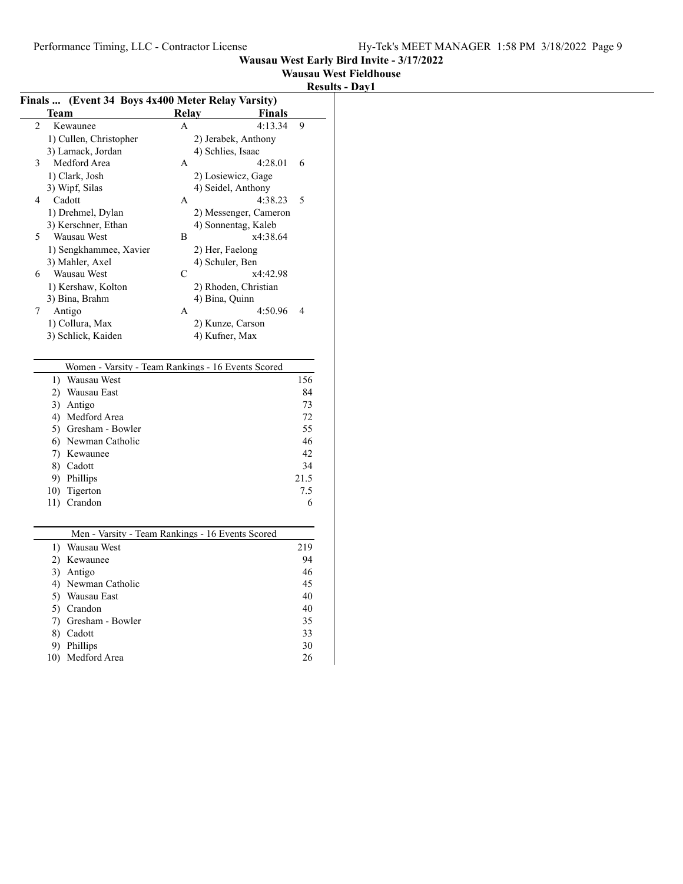**Wausau West Early Bird Invite - 3/17/2022**

**Wausau West Fieldhouse**

**Results - Day1**

### Finals ... (Event 34 Boys 4x400 Meter Relay Varsity)

| | Team | Relay | Finals | Points |
|---|---|---|---|---|
| 2 | Kewaunee | A | 4:13.34 | 9 |
| | 1) Cullen, Christopher | 2) Jerabek, Anthony | | |
| | 3) Lamack, Jordan | 4) Schlies, Isaac | | |
| 3 | Medford Area | A | 4:28.01 | 6 |
| | 1) Clark, Josh | 2) Losiewicz, Gage | | |
| | 3) Wipf, Silas | 4) Seidel, Anthony | | |
| 4 | Cadott | A | 4:38.23 | 5 |
| | 1) Drehmel, Dylan | 2) Messenger, Cameron | | |
| | 3) Kerschner, Ethan | 4) Sonnentag, Kaleb | | |
| 5 | Wausau West | B | x4:38.64 | |
| | 1) Sengkhammee, Xavier | 2) Her, Faelong | | |
| | 3) Mahler, Axel | 4) Schuler, Ben | | |
| 6 | Wausau West | C | x4:42.98 | |
| | 1) Kershaw, Kolton | 2) Rhoden, Christian | | |
| | 3) Bina, Brahm | 4) Bina, Quinn | | |
| 7 | Antigo | A | 4:50.96 | 4 |
| | 1) Collura, Max | 2) Kunze, Carson | | |
| | 3) Schlick, Kaiden | 4) Kufner, Max | | |

### Women - Varsity - Team Rankings - 16 Events Scored

| | Team | Points |
|---|---|---|
| 1) | Wausau West | 156 |
| 2) | Wausau East | 84 |
| 3) | Antigo | 73 |
| 4) | Medford Area | 72 |
| 5) | Gresham - Bowler | 55 |
| 6) | Newman Catholic | 46 |
| 7) | Kewaunee | 42 |
| 8) | Cadott | 34 |
| 9) | Phillips | 21.5 |
| 10) | Tigerton | 7.5 |
| 11) | Crandon | 6 |

### Men - Varsity - Team Rankings - 16 Events Scored

| | Team | Points |
|---|---|---|
| 1) | Wausau West | 219 |
| 2) | Kewaunee | 94 |
| 3) | Antigo | 46 |
| 4) | Newman Catholic | 45 |
| 5) | Wausau East | 40 |
| 5) | Crandon | 40 |
| 7) | Gresham - Bowler | 35 |
| 8) | Cadott | 33 |
| 9) | Phillips | 30 |
| 10) | Medford Area | 26 |